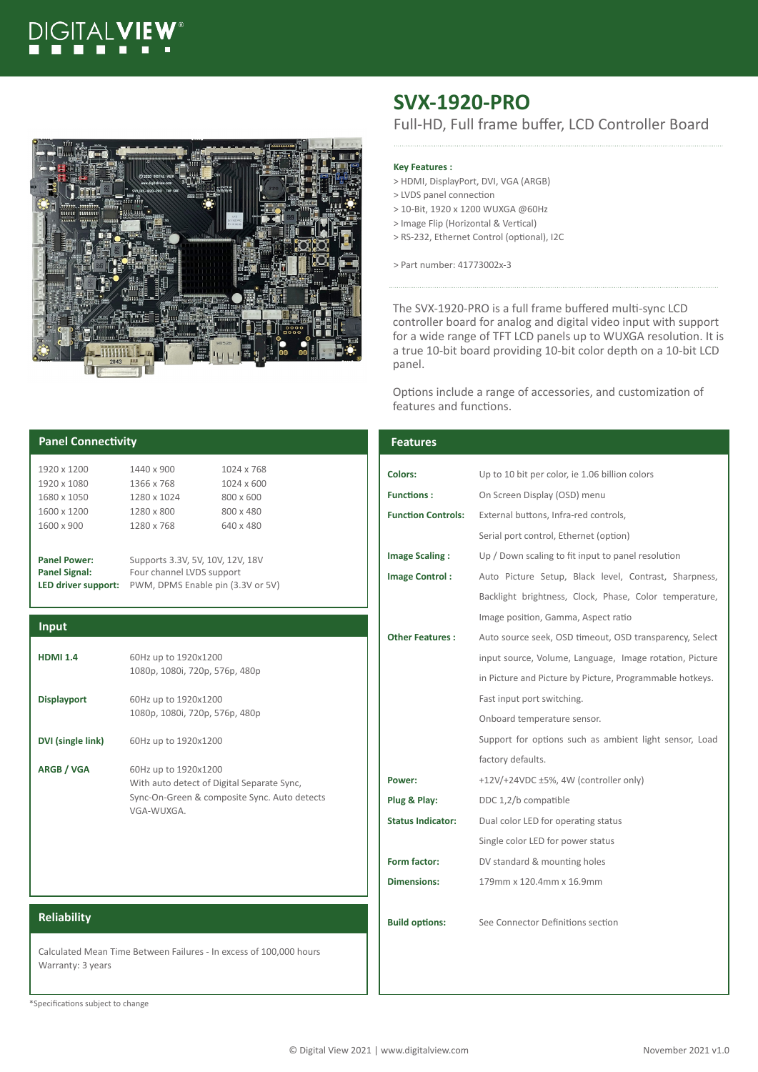# SVX-1920-PRO

Full-HD, Full frame buffer, LCD Controller Board

**Key Features :**

- > HDMI, DisplayPort, DVI, VGA (ARGB)
- > LVDS panel connection
- > 10-Bit, 1920 x 1200 WUXGA @60Hz
- > Image Flip (Horizontal & Vertical)
- > RS-232, Ethernet Control (optional), I2C

> Part number: 41773002x-3

The SVX-1920-PRO is a full frame buffered multi-sync LCD controller board for analog and digital video input with support for a wide range of TFT LCD panels up to WUXGA resolution. It is a true 10-bit board providing 10-bit color depth on a 10-bit LCD panel.

Options include a range of accessories, and customization of features and functions.

## Panel Connectivity

| | | |
|---|---|---|
| 1920 x 1200 | 1440 x 900 | 1024 x 768 |
| 1920 x 1080 | 1366 x 768 | 1024 x 600 |
| 1680 x 1050 | 1280 x 1024 | 800 x 600 |
| 1600 x 1200 | 1280 x 800 | 800 x 480 |
| 1600 x 900 | 1280 x 768 | 640 x 480 |

**Panel Power:** Supports 3.3V, 5V, 10V, 12V, 18V
**Panel Signal:** Four channel LVDS support
**LED driver support:** PWM, DPMS Enable pin (3.3V or 5V)

## Input

**HDMI 1.4**
60Hz up to 1920x1200
1080p, 1080i, 720p, 576p, 480p

**Displayport**
60Hz up to 1920x1200
1080p, 1080i, 720p, 576p, 480p

**DVI (single link)**
60Hz up to 1920x1200

**ARGB / VGA**
60Hz up to 1920x1200
With auto detect of Digital Separate Sync, Sync-On-Green & composite Sync. Auto detects VGA-WUXGA.

## Reliability

Calculated Mean Time Between Failures - In excess of 100,000 hours
Warranty: 3 years

*Specifications subject to change

## Features

| | |
|---|---|
| **Colors:** | Up to 10 bit per color, i.e 1.06 billion colors |
| **Functions :** | On Screen Display (OSD) menu |
| **Function Controls:** | External buttons, Infra-red controls, Serial port control, Ethernet (option) |
| **Image Scaling :** | Up / Down scaling to fit input to panel resolution |
| **Image Control :** | Auto Picture Setup, Black level, Contrast, Sharpness, Backlight brightness, Clock, Phase, Color temperature, Image position, Gamma, Aspect ratio |
| **Other Features :** | Auto source seek, OSD timeout, OSD transparency, Select input source, Volume, Language, Image rotation, Picture in Picture and Picture by Picture, Programmable hotkeys. Fast input port switching. Onboard temperature sensor. Support for options such as ambient light sensor, Load factory defaults. |
| **Power:** | +12V/+24VDC ±5%, 4W (controller only) |
| **Plug & Play:** | DDC 1,2/b compatible |
| **Status Indicator:** | Dual color LED for operating status<br>Single color LED for power status |
| **Form factor:** | DV standard & mounting holes |
| **Dimensions:** | 179mm x 120.4mm x 16.9mm |
| **Build options:** | See Connector Definitions section |

© Digital View 2021 | www.digitalview.com    November 2021 v1.0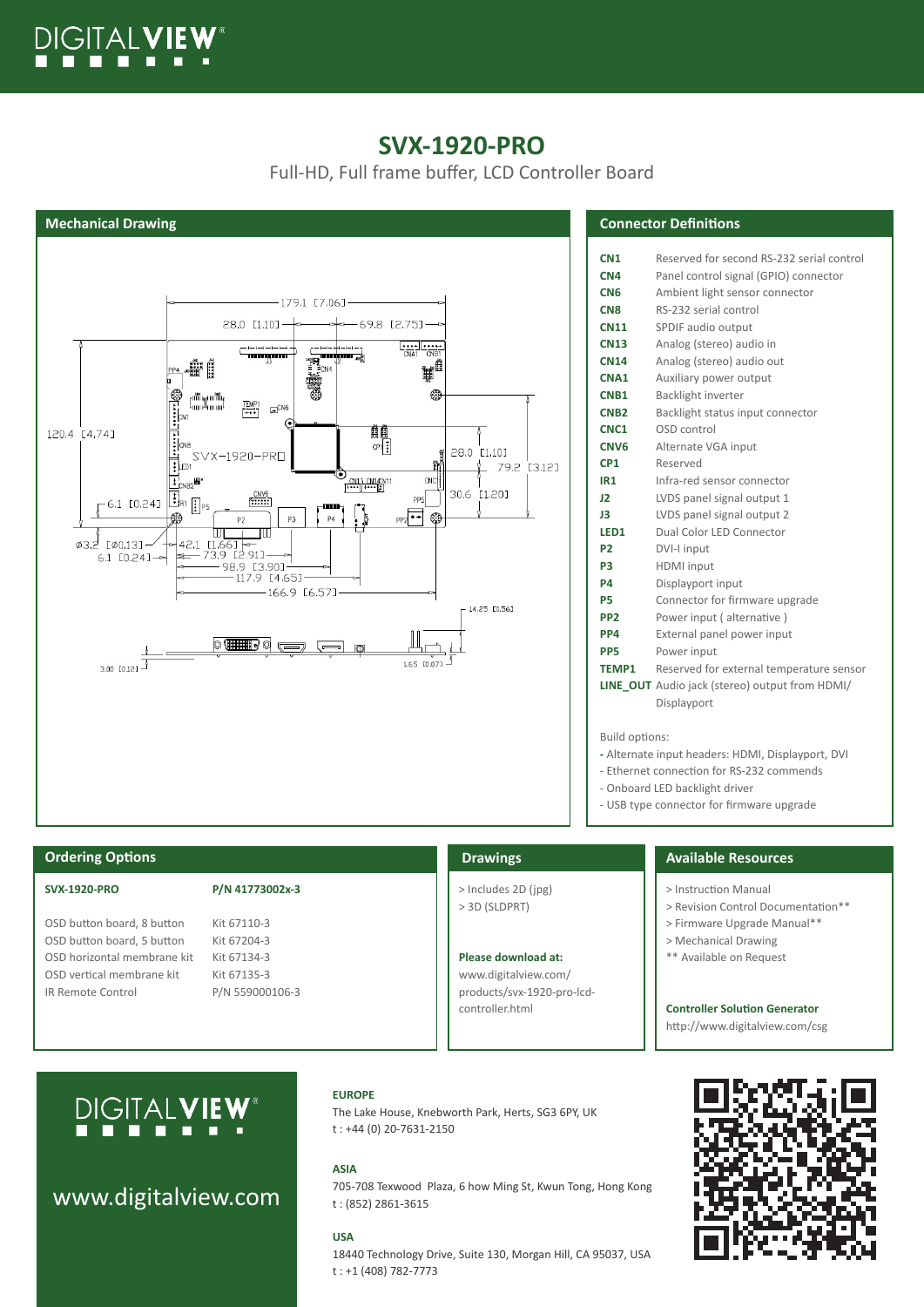# SVX-1920-PRO

Full-HD, Full frame buffer, LCD Controller Board

## Mechanical Drawing

179.1 [7.06]
28.0 [1.10]
69.8 [2.75]
120.4 [4.74]
SVX-1920-PRO
28.0 [1.10]
79.2 [3.12]
30.6 [1.20]
6.1 [0.24]
Ø3.2 [Ø0.13]
6.1 [0.24]
42.1 [1.66]
73.9 [2.91]
98.9 [3.90]
117.9 [4.65]
166.9 [6.57]
14.25 [0.56]
3.00 [0.12]
1.65 [0.07]

## Connector Definitions

| | |
|---|---|
| **CN1** | Reserved for second RS-232 serial control |
| **CN4** | Panel control signal (GPIO) connector |
| **CN6** | Ambient light sensor connector |
| **CN8** | RS-232 serial control |
| **CN11** | SPDIF audio output |
| **CN13** | Analog (stereo) audio in |
| **CN14** | Analog (stereo) audio out |
| **CNA1** | Auxiliary power output |
| **CNB1** | Backlight inverter |
| **CNB2** | Backlight status input connector |
| **CNC1** | OSD control |
| **CNV6** | Alternate VGA input |
| **CP1** | Reserved |
| **IR1** | Infra-red sensor connector |
| **J2** | LVDS panel signal output 1 |
| **J3** | LVDS panel signal output 2 |
| **LED1** | Dual Color LED Connector |
| **P2** | DVI-I input |
| **P3** | HDMI input |
| **P4** | Displayport input |
| **P5** | Connector for firmware upgrade |
| **PP2** | Power input ( alternative ) |
| **PP4** | External panel power input |
| **PP5** | Power input |
| **TEMP1** | Reserved for external temperature sensor |
| **LINE_OUT** | Audio jack (stereo) output from HDMI/ Displayport |

Build options:

- Alternate input headers: HDMI, Displayport, DVI
- Ethernet connection for RS-232 commends
- Onboard LED backlight driver
- USB type connector for firmware upgrade

## Ordering Options

| | |
|---|---|
| **SVX-1920-PRO** | **P/N 41773002x-3** |
| OSD button board, 8 button | Kit 67110-3 |
| OSD button board, 5 button | Kit 67204-3 |
| OSD horizontal membrane kit | Kit 67134-3 |
| OSD vertical membrane kit | Kit 67135-3 |
| IR Remote Control | P/N 559000106-3 |

## Drawings

> Includes 2D (jpg)
> 3D (SLDPRT)

**Please download at:**
www.digitalview.com/products/svx-1920-pro-lcd-controller.html

## Available Resources

> Instruction Manual
> Revision Control Documentation**
> Firmware Upgrade Manual**
> Mechanical Drawing
** Available on Request

**Controller Solution Generator**
http://www.digitalview.com/csg

DIGITALVIEW®

www.digitalview.com

**EUROPE**
The Lake House, Knebworth Park, Herts, SG3 6PY, UK
t : +44 (0) 20-7631-2150

**ASIA**
705-708 Texwood Plaza, 6 how Ming St, Kwun Tong, Hong Kong
t : (852) 2861-3615

**USA**
18440 Technology Drive, Suite 130, Morgan Hill, CA 95037, USA
t : +1 (408) 782-7773